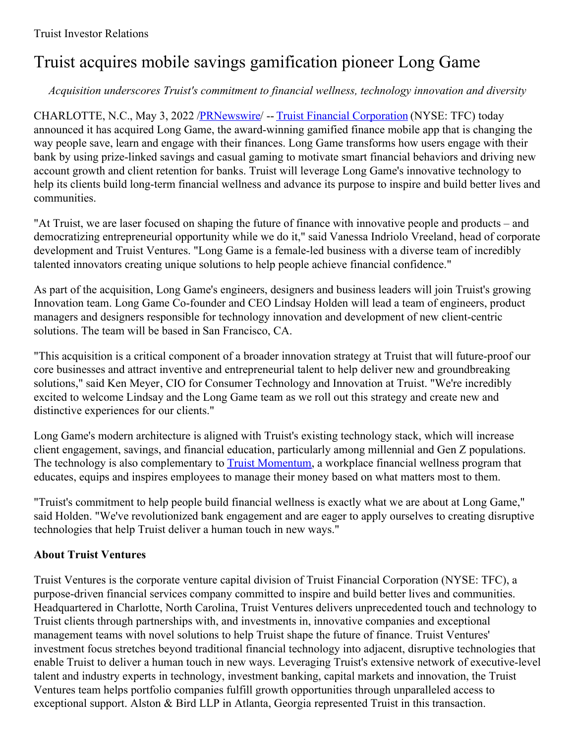Truist Investor Relations

# Truist acquires mobile savings gamification pioneer Long Game

*Acquisition underscores Truist's commitment to financial wellness, technology innovation and diversity*

CHARLOTTE, N.C., May 3, 2022 /PRNewswire/ -- Truist Financial Corporation (NYSE: TFC) today announced it has acquired Long Game, the award-winning gamified finance mobile app that is changing the way people save, learn and engage with their finances. Long Game transforms how users engage with their bank by using prize-linked savings and casual gaming to motivate smart financial behaviors and driving new account growth and client retention for banks. Truist will leverage Long Game's innovative technology to help its clients build long-term financial wellness and advance its purpose to inspire and build better lives and communities.

"At Truist, we are laser focused on shaping the future of finance with innovative people and products – and democratizing entrepreneurial opportunity while we do it," said Vanessa Indriolo Vreeland, head of corporate development and Truist Ventures. "Long Game is a female-led business with a diverse team of incredibly talented innovators creating unique solutions to help people achieve financial confidence."

As part of the acquisition, Long Game's engineers, designers and business leaders will join Truist's growing Innovation team. Long Game Co-founder and CEO Lindsay Holden will lead a team of engineers, product managers and designers responsible for technology innovation and development of new client-centric solutions. The team will be based in San Francisco, CA.

"This acquisition is a critical component of a broader innovation strategy at Truist that will future-proof our core businesses and attract inventive and entrepreneurial talent to help deliver new and groundbreaking solutions," said Ken Meyer, CIO for Consumer Technology and Innovation at Truist. "We're incredibly excited to welcome Lindsay and the Long Game team as we roll out this strategy and create new and distinctive experiences for our clients."

Long Game's modern architecture is aligned with Truist's existing technology stack, which will increase client engagement, savings, and financial education, particularly among millennial and Gen Z populations. The technology is also complementary to Truist Momentum, a workplace financial wellness program that educates, equips and inspires employees to manage their money based on what matters most to them.

"Truist's commitment to help people build financial wellness is exactly what we are about at Long Game," said Holden. "We've revolutionized bank engagement and are eager to apply ourselves to creating disruptive technologies that help Truist deliver a human touch in new ways."

**About Truist Ventures**

Truist Ventures is the corporate venture capital division of Truist Financial Corporation (NYSE: TFC), a purpose-driven financial services company committed to inspire and build better lives and communities. Headquartered in Charlotte, North Carolina, Truist Ventures delivers unprecedented touch and technology to Truist clients through partnerships with, and investments in, innovative companies and exceptional management teams with novel solutions to help Truist shape the future of finance. Truist Ventures' investment focus stretches beyond traditional financial technology into adjacent, disruptive technologies that enable Truist to deliver a human touch in new ways. Leveraging Truist's extensive network of executive-level talent and industry experts in technology, investment banking, capital markets and innovation, the Truist Ventures team helps portfolio companies fulfill growth opportunities through unparalleled access to exceptional support. Alston & Bird LLP in Atlanta, Georgia represented Truist in this transaction.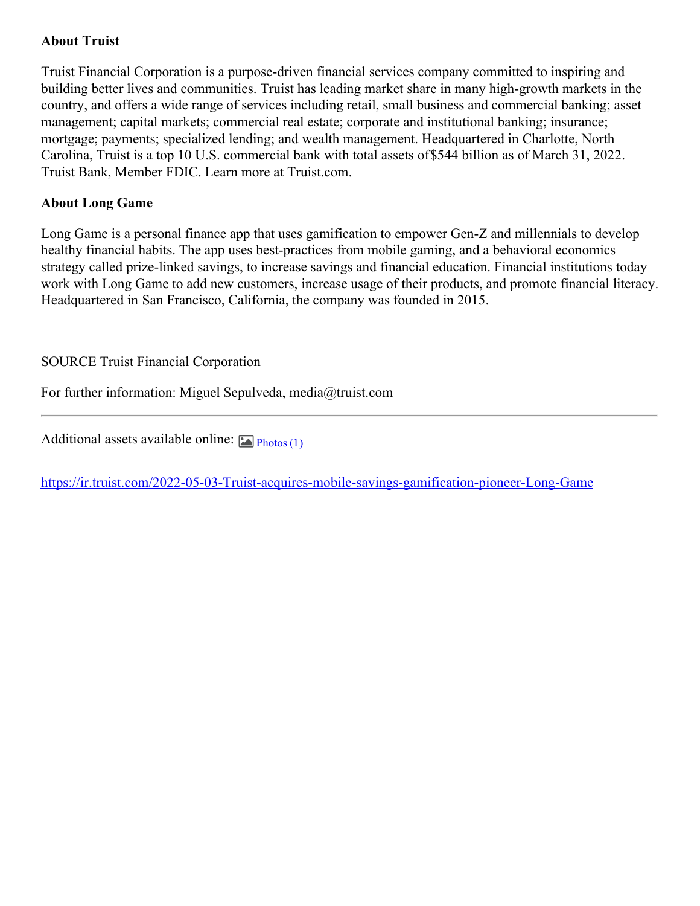**About Truist**

Truist Financial Corporation is a purpose-driven financial services company committed to inspiring and building better lives and communities. Truist has leading market share in many high-growth markets in the country, and offers a wide range of services including retail, small business and commercial banking; asset management; capital markets; commercial real estate; corporate and institutional banking; insurance; mortgage; payments; specialized lending; and wealth management. Headquartered in Charlotte, North Carolina, Truist is a top 10 U.S. commercial bank with total assets of$544 billion as of March 31, 2022. Truist Bank, Member FDIC. Learn more at Truist.com.

**About Long Game**

Long Game is a personal finance app that uses gamification to empower Gen-Z and millennials to develop healthy financial habits. The app uses best-practices from mobile gaming, and a behavioral economics strategy called prize-linked savings, to increase savings and financial education. Financial institutions today work with Long Game to add new customers, increase usage of their products, and promote financial literacy. Headquartered in San Francisco, California, the company was founded in 2015.

SOURCE Truist Financial Corporation

For further information: Miguel Sepulveda, media@truist.com

---

Additional assets available online: Photos (1)

https://ir.truist.com/2022-05-03-Truist-acquires-mobile-savings-gamification-pioneer-Long-Game